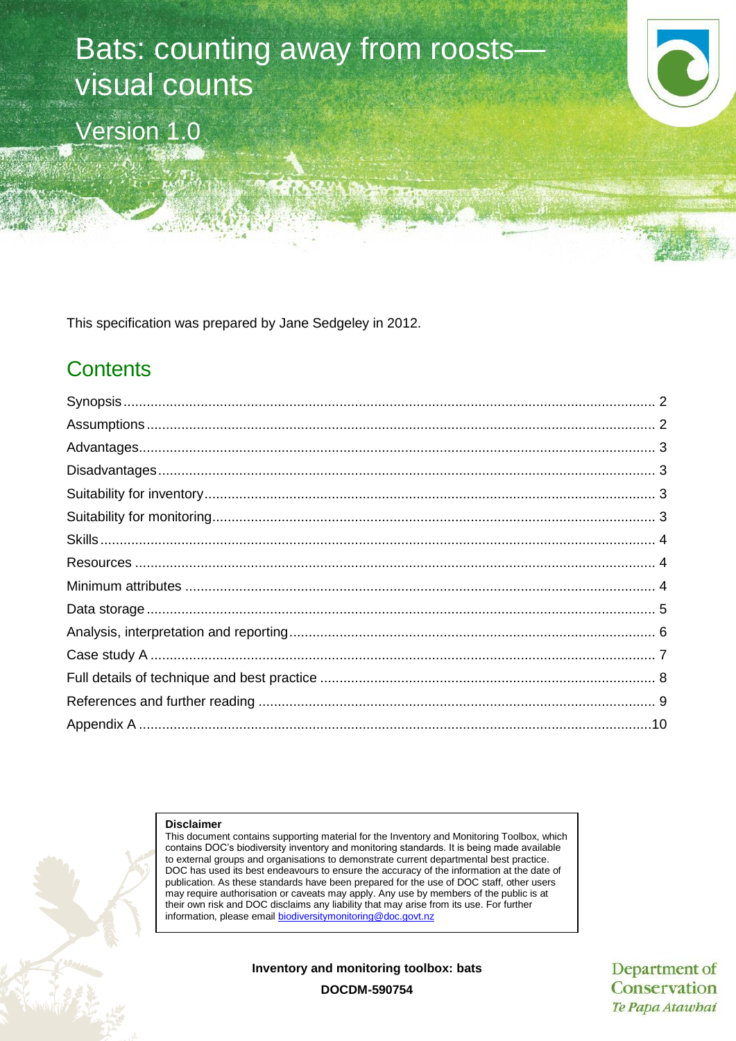# Bats: counting away from roosts—visual counts

Version 1.0

This specification was prepared by Jane Sedgeley in 2012.

## Contents

Synopsis ........................................................................................................................................ 2
Assumptions .................................................................................................................................. 2
Advantages .................................................................................................................................... 3
Disadvantages ............................................................................................................................... 3
Suitability for inventory ................................................................................................................... 3
Suitability for monitoring ................................................................................................................. 3
Skills .............................................................................................................................................. 4
Resources ...................................................................................................................................... 4
Minimum attributes ........................................................................................................................ 4
Data storage ................................................................................................................................... 5
Analysis, interpretation and reporting .............................................................................................. 6
Case study A .................................................................................................................................. 7
Full details of technique and best practice ...................................................................................... 8
References and further reading ....................................................................................................... 9
Appendix A .................................................................................................................................... 10

**Disclaimer**
This document contains supporting material for the Inventory and Monitoring Toolbox, which contains DOC's biodiversity inventory and monitoring standards. It is being made available to external groups and organisations to demonstrate current departmental best practice. DOC has used its best endeavours to ensure the accuracy of the information at the date of publication. As these standards have been prepared for the use of DOC staff, other users may require authorisation or caveats may apply. Any use by members of the public is at their own risk and DOC disclaims any liability that may arise from its use. For further information, please email biodiversitymonitoring@doc.govt.nz

**Inventory and monitoring toolbox: bats**

**DOCDM-590754**

Department of Conservation
*Te Papa Atawhai*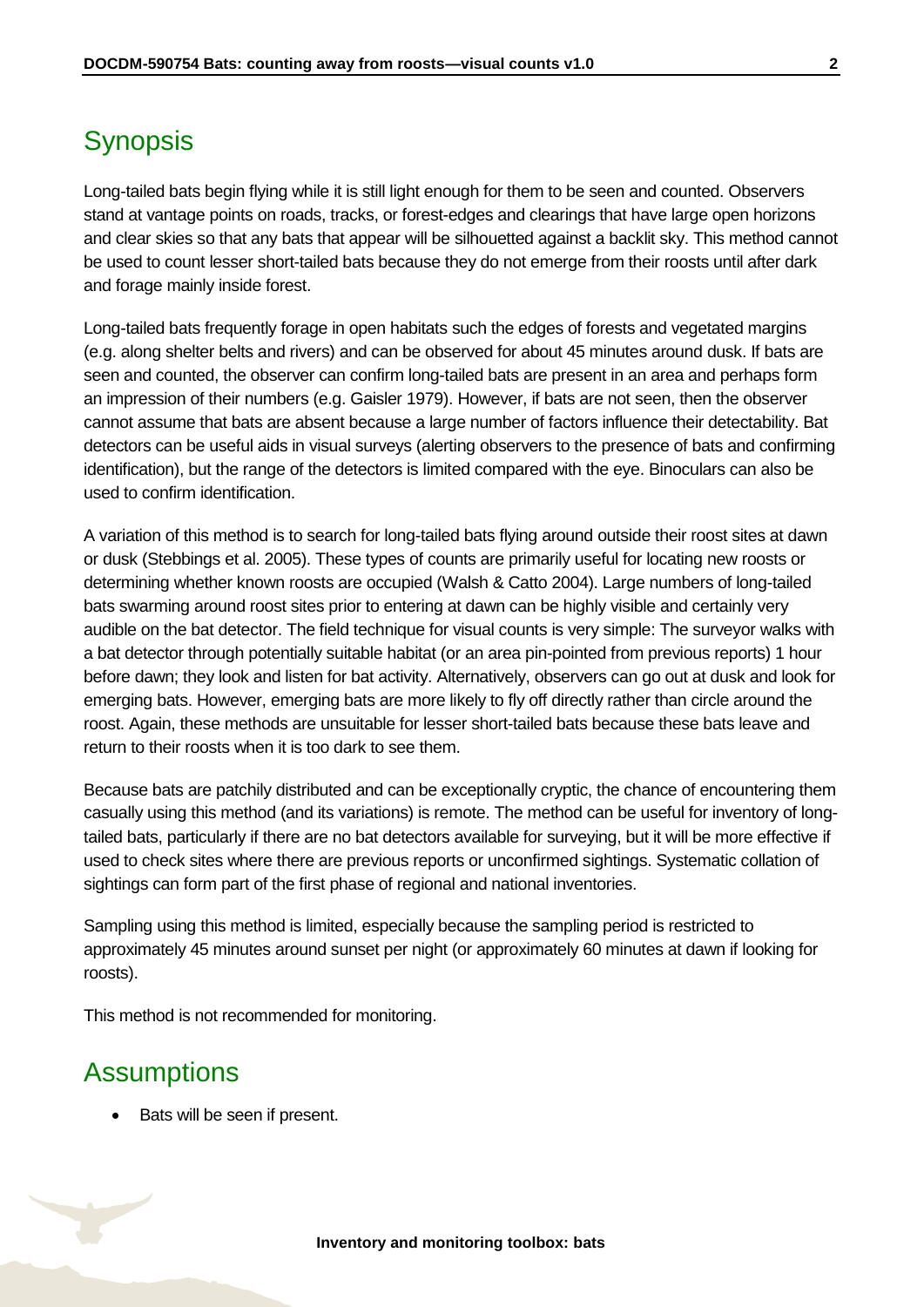## Synopsis

Long-tailed bats begin flying while it is still light enough for them to be seen and counted. Observers stand at vantage points on roads, tracks, or forest-edges and clearings that have large open horizons and clear skies so that any bats that appear will be silhouetted against a backlit sky. This method cannot be used to count lesser short-tailed bats because they do not emerge from their roosts until after dark and forage mainly inside forest.

Long-tailed bats frequently forage in open habitats such the edges of forests and vegetated margins (e.g. along shelter belts and rivers) and can be observed for about 45 minutes around dusk. If bats are seen and counted, the observer can confirm long-tailed bats are present in an area and perhaps form an impression of their numbers (e.g. Gaisler 1979). However, if bats are not seen, then the observer cannot assume that bats are absent because a large number of factors influence their detectability. Bat detectors can be useful aids in visual surveys (alerting observers to the presence of bats and confirming identification), but the range of the detectors is limited compared with the eye. Binoculars can also be used to confirm identification.

A variation of this method is to search for long-tailed bats flying around outside their roost sites at dawn or dusk (Stebbings et al. 2005). These types of counts are primarily useful for locating new roosts or determining whether known roosts are occupied (Walsh & Catto 2004). Large numbers of long-tailed bats swarming around roost sites prior to entering at dawn can be highly visible and certainly very audible on the bat detector. The field technique for visual counts is very simple: The surveyor walks with a bat detector through potentially suitable habitat (or an area pin-pointed from previous reports) 1 hour before dawn; they look and listen for bat activity. Alternatively, observers can go out at dusk and look for emerging bats. However, emerging bats are more likely to fly off directly rather than circle around the roost. Again, these methods are unsuitable for lesser short-tailed bats because these bats leave and return to their roosts when it is too dark to see them.

Because bats are patchily distributed and can be exceptionally cryptic, the chance of encountering them casually using this method (and its variations) is remote. The method can be useful for inventory of long-tailed bats, particularly if there are no bat detectors available for surveying, but it will be more effective if used to check sites where there are previous reports or unconfirmed sightings. Systematic collation of sightings can form part of the first phase of regional and national inventories.

Sampling using this method is limited, especially because the sampling period is restricted to approximately 45 minutes around sunset per night (or approximately 60 minutes at dawn if looking for roosts).

This method is not recommended for monitoring.

## Assumptions

- Bats will be seen if present.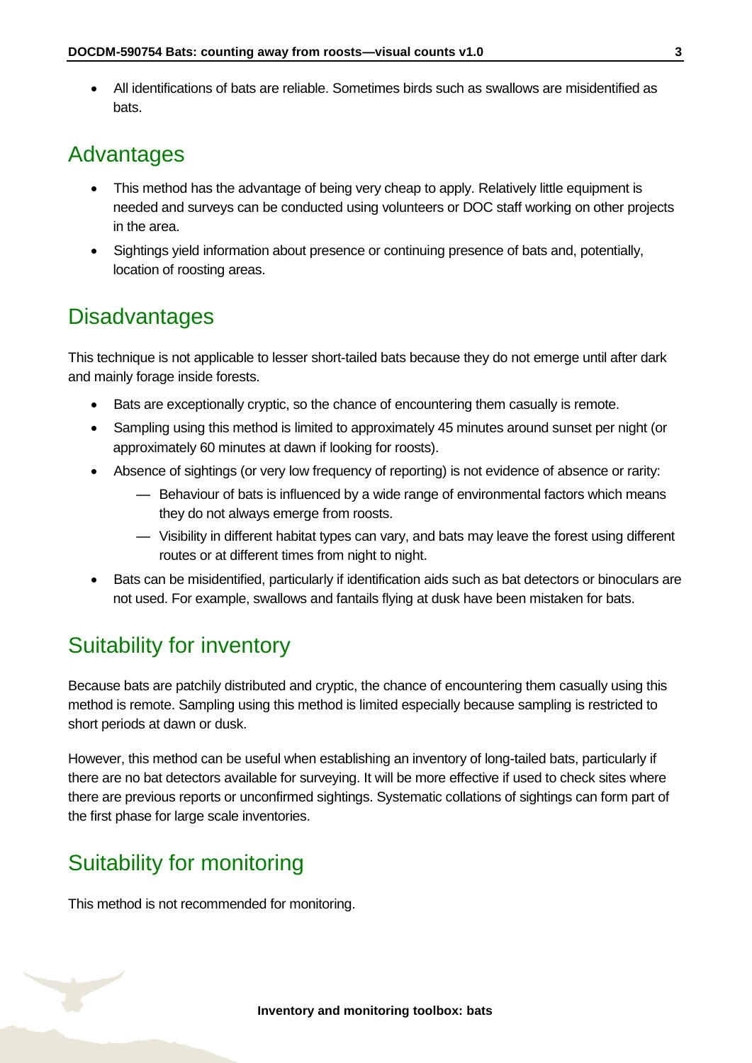- All identifications of bats are reliable. Sometimes birds such as swallows are misidentified as bats.

## Advantages

- This method has the advantage of being very cheap to apply. Relatively little equipment is needed and surveys can be conducted using volunteers or DOC staff working on other projects in the area.
- Sightings yield information about presence or continuing presence of bats and, potentially, location of roosting areas.

## Disadvantages

This technique is not applicable to lesser short-tailed bats because they do not emerge until after dark and mainly forage inside forests.

- Bats are exceptionally cryptic, so the chance of encountering them casually is remote.
- Sampling using this method is limited to approximately 45 minutes around sunset per night (or approximately 60 minutes at dawn if looking for roosts).
- Absence of sightings (or very low frequency of reporting) is not evidence of absence or rarity:
  - Behaviour of bats is influenced by a wide range of environmental factors which means they do not always emerge from roosts.
  - Visibility in different habitat types can vary, and bats may leave the forest using different routes or at different times from night to night.
- Bats can be misidentified, particularly if identification aids such as bat detectors or binoculars are not used. For example, swallows and fantails flying at dusk have been mistaken for bats.

## Suitability for inventory

Because bats are patchily distributed and cryptic, the chance of encountering them casually using this method is remote. Sampling using this method is limited especially because sampling is restricted to short periods at dawn or dusk.

However, this method can be useful when establishing an inventory of long-tailed bats, particularly if there are no bat detectors available for surveying. It will be more effective if used to check sites where there are previous reports or unconfirmed sightings. Systematic collations of sightings can form part of the first phase for large scale inventories.

## Suitability for monitoring

This method is not recommended for monitoring.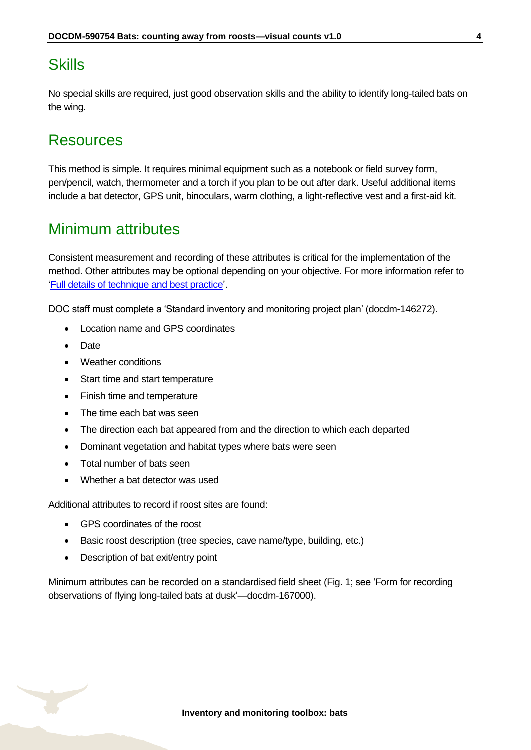## Skills

No special skills are required, just good observation skills and the ability to identify long-tailed bats on the wing.

## Resources

This method is simple. It requires minimal equipment such as a notebook or field survey form, pen/pencil, watch, thermometer and a torch if you plan to be out after dark. Useful additional items include a bat detector, GPS unit, binoculars, warm clothing, a light-reflective vest and a first-aid kit.

## Minimum attributes

Consistent measurement and recording of these attributes is critical for the implementation of the method. Other attributes may be optional depending on your objective. For more information refer to 'Full details of technique and best practice'.

DOC staff must complete a 'Standard inventory and monitoring project plan' (docdm-146272).

- Location name and GPS coordinates
- Date
- Weather conditions
- Start time and start temperature
- Finish time and temperature
- The time each bat was seen
- The direction each bat appeared from and the direction to which each departed
- Dominant vegetation and habitat types where bats were seen
- Total number of bats seen
- Whether a bat detector was used

Additional attributes to record if roost sites are found:

- GPS coordinates of the roost
- Basic roost description (tree species, cave name/type, building, etc.)
- Description of bat exit/entry point

Minimum attributes can be recorded on a standardised field sheet (Fig. 1; see 'Form for recording observations of flying long-tailed bats at dusk'—docdm-167000).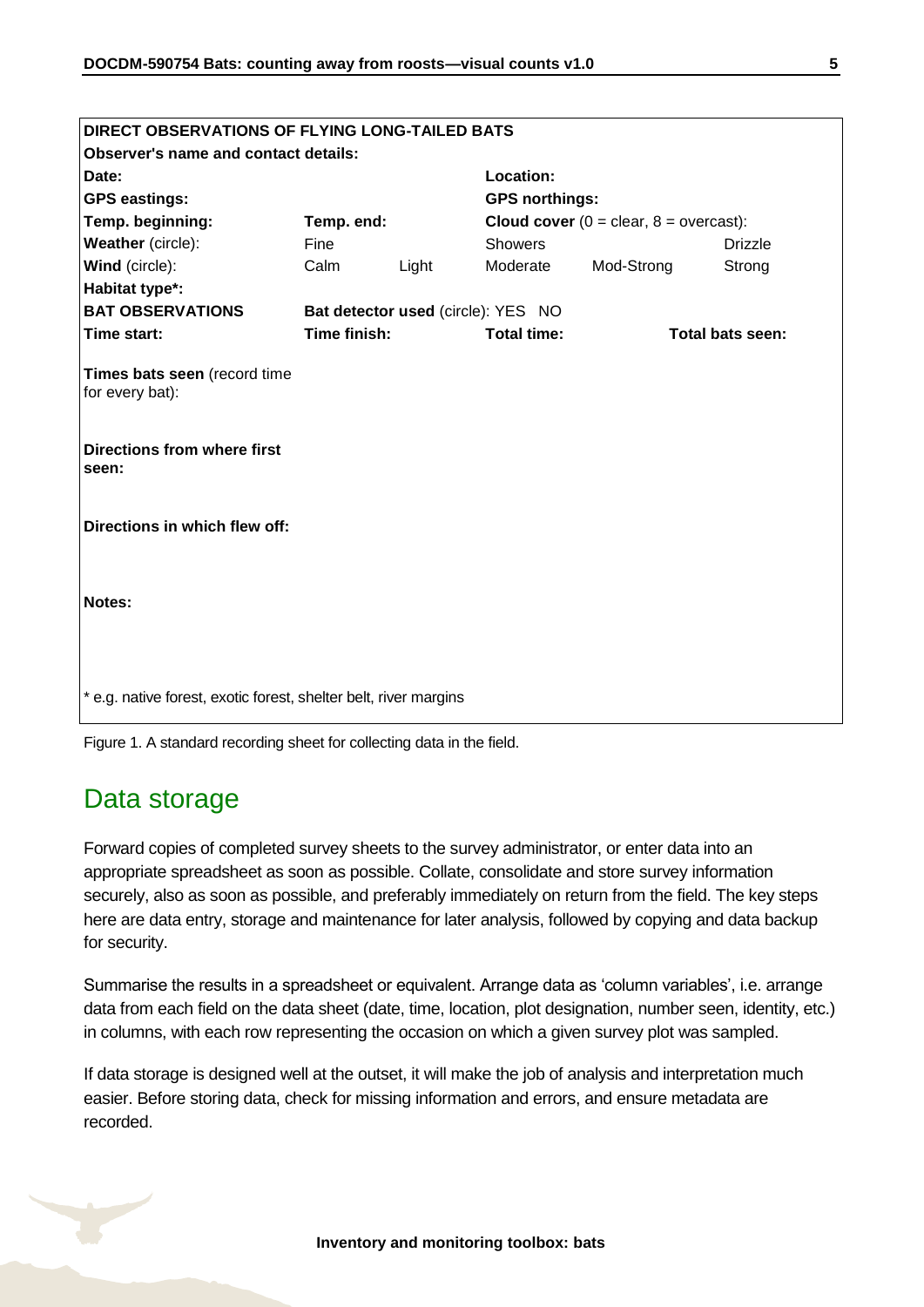| DIRECT OBSERVATIONS OF FLYING LONG-TAILED BATS | | | | | |
|---|---|---|---|---|---|
| **Observer's name and contact details:** | | | | | |
| **Date:** | | | **Location:** | | |
| **GPS eastings:** | | | **GPS northings:** | | |
| **Temp. beginning:** | **Temp. end:** | | **Cloud cover** (0 = clear, 8 = overcast): | | |
| **Weather** (circle): | Fine | | Showers | | Drizzle |
| **Wind** (circle): | Calm | Light | Moderate | Mod-Strong | Strong |
| **Habitat type*:** | | | | | |
| **BAT OBSERVATIONS** | **Bat detector used** (circle): YES NO | | | | |
| **Time start:** | **Time finish:** | | **Total time:** | | **Total bats seen:** |
| **Times bats seen** (record time for every bat): | | | | | |
| **Directions from where first seen:** | | | | | |
| **Directions in which flew off:** | | | | | |
| **Notes:** | | | | | |
| * e.g. native forest, exotic forest, shelter belt, river margins | | | | | |

Figure 1. A standard recording sheet for collecting data in the field.

## Data storage

Forward copies of completed survey sheets to the survey administrator, or enter data into an appropriate spreadsheet as soon as possible. Collate, consolidate and store survey information securely, also as soon as possible, and preferably immediately on return from the field. The key steps here are data entry, storage and maintenance for later analysis, followed by copying and data backup for security.

Summarise the results in a spreadsheet or equivalent. Arrange data as 'column variables', i.e. arrange data from each field on the data sheet (date, time, location, plot designation, number seen, identity, etc.) in columns, with each row representing the occasion on which a given survey plot was sampled.

If data storage is designed well at the outset, it will make the job of analysis and interpretation much easier. Before storing data, check for missing information and errors, and ensure metadata are recorded.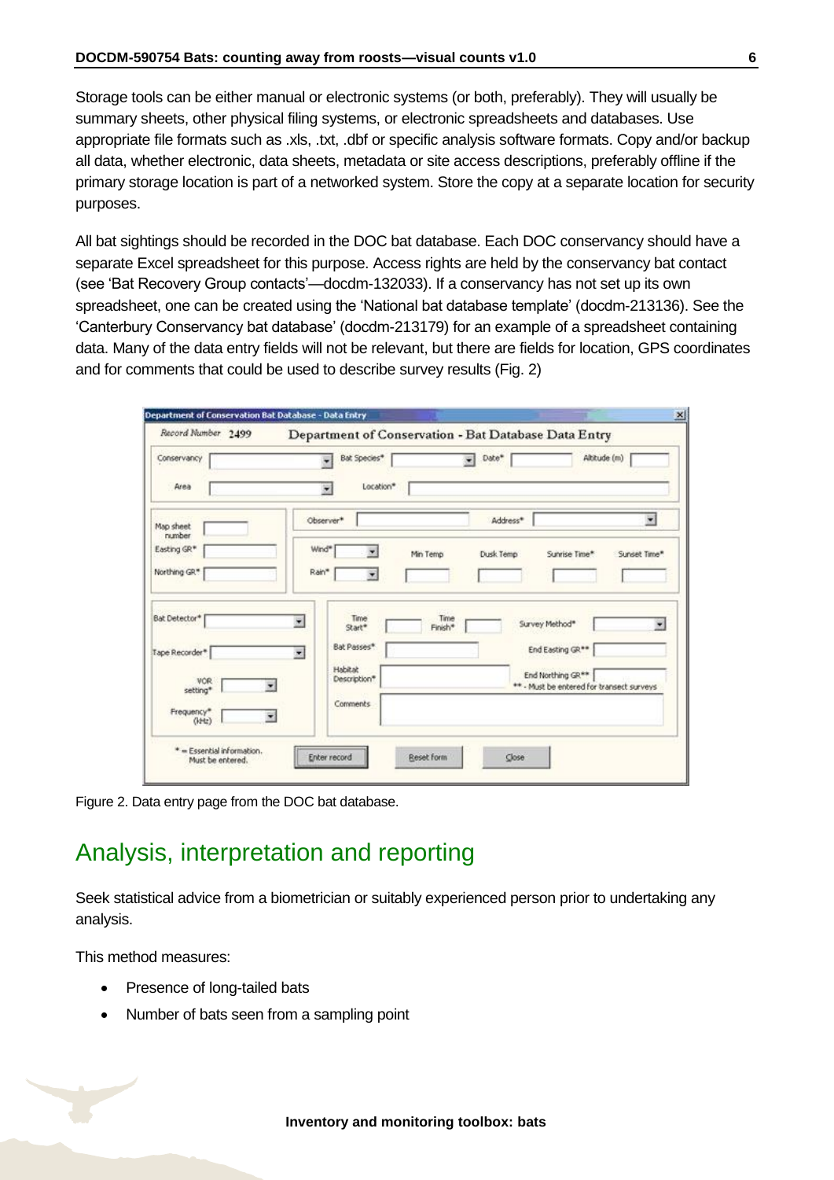Storage tools can be either manual or electronic systems (or both, preferably). They will usually be summary sheets, other physical filing systems, or electronic spreadsheets and databases. Use appropriate file formats such as .xls, .txt, .dbf or specific analysis software formats. Copy and/or backup all data, whether electronic, data sheets, metadata or site access descriptions, preferably offline if the primary storage location is part of a networked system. Store the copy at a separate location for security purposes.

All bat sightings should be recorded in the DOC bat database. Each DOC conservancy should have a separate Excel spreadsheet for this purpose. Access rights are held by the conservancy bat contact (see 'Bat Recovery Group contacts'—docdm-132033). If a conservancy has not set up its own spreadsheet, one can be created using the 'National bat database template' (docdm-213136). See the 'Canterbury Conservancy bat database' (docdm-213179) for an example of a spreadsheet containing data. Many of the data entry fields will not be relevant, but there are fields for location, GPS coordinates and for comments that could be used to describe survey results (Fig. 2)

Figure 2. Data entry page from the DOC bat database.

## Analysis, interpretation and reporting

Seek statistical advice from a biometrician or suitably experienced person prior to undertaking any analysis.

This method measures:

- Presence of long-tailed bats
- Number of bats seen from a sampling point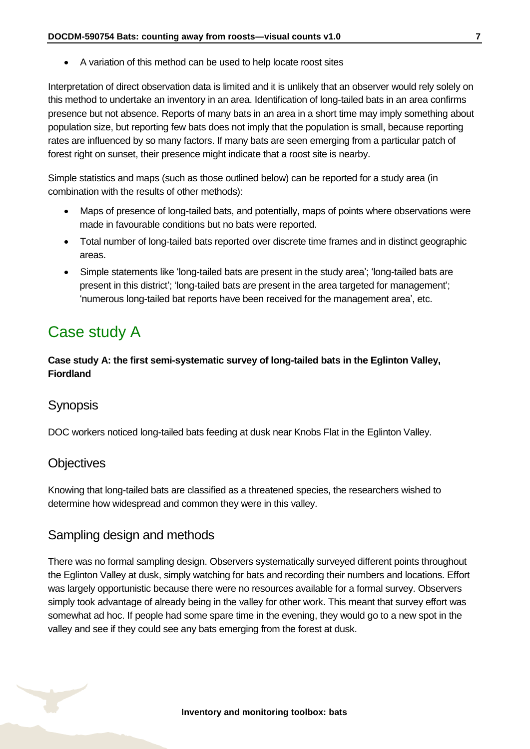- A variation of this method can be used to help locate roost sites

Interpretation of direct observation data is limited and it is unlikely that an observer would rely solely on this method to undertake an inventory in an area. Identification of long-tailed bats in an area confirms presence but not absence. Reports of many bats in an area in a short time may imply something about population size, but reporting few bats does not imply that the population is small, because reporting rates are influenced by so many factors. If many bats are seen emerging from a particular patch of forest right on sunset, their presence might indicate that a roost site is nearby.

Simple statistics and maps (such as those outlined below) can be reported for a study area (in combination with the results of other methods):

- Maps of presence of long-tailed bats, and potentially, maps of points where observations were made in favourable conditions but no bats were reported.
- Total number of long-tailed bats reported over discrete time frames and in distinct geographic areas.
- Simple statements like 'long-tailed bats are present in the study area'; 'long-tailed bats are present in this district'; 'long-tailed bats are present in the area targeted for management'; 'numerous long-tailed bat reports have been received for the management area', etc.

# Case study A

**Case study A: the first semi-systematic survey of long-tailed bats in the Eglinton Valley, Fiordland**

## Synopsis

DOC workers noticed long-tailed bats feeding at dusk near Knobs Flat in the Eglinton Valley.

## Objectives

Knowing that long-tailed bats are classified as a threatened species, the researchers wished to determine how widespread and common they were in this valley.

## Sampling design and methods

There was no formal sampling design. Observers systematically surveyed different points throughout the Eglinton Valley at dusk, simply watching for bats and recording their numbers and locations. Effort was largely opportunistic because there were no resources available for a formal survey. Observers simply took advantage of already being in the valley for other work. This meant that survey effort was somewhat ad hoc. If people had some spare time in the evening, they would go to a new spot in the valley and see if they could see any bats emerging from the forest at dusk.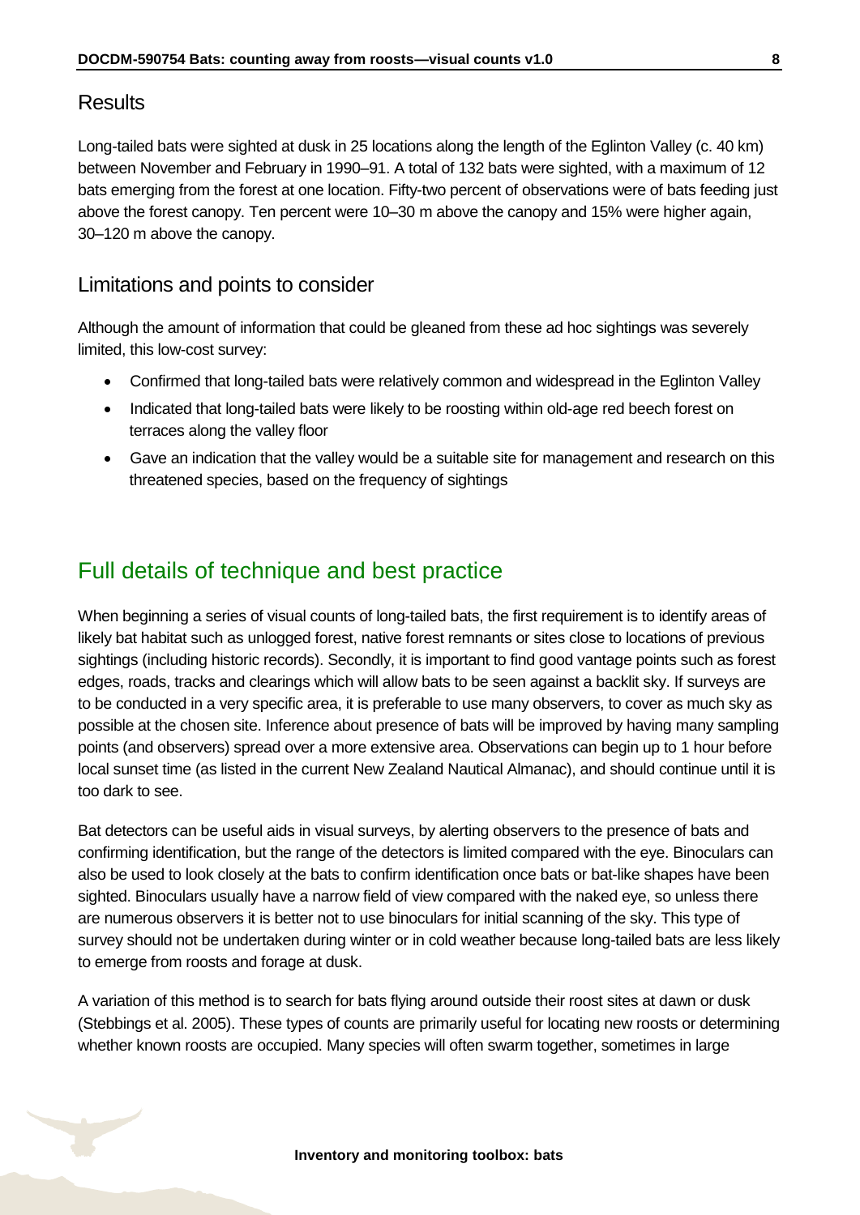## Results

Long-tailed bats were sighted at dusk in 25 locations along the length of the Eglinton Valley (c. 40 km) between November and February in 1990–91. A total of 132 bats were sighted, with a maximum of 12 bats emerging from the forest at one location. Fifty-two percent of observations were of bats feeding just above the forest canopy. Ten percent were 10–30 m above the canopy and 15% were higher again, 30–120 m above the canopy.

## Limitations and points to consider

Although the amount of information that could be gleaned from these ad hoc sightings was severely limited, this low-cost survey:

- Confirmed that long-tailed bats were relatively common and widespread in the Eglinton Valley
- Indicated that long-tailed bats were likely to be roosting within old-age red beech forest on terraces along the valley floor
- Gave an indication that the valley would be a suitable site for management and research on this threatened species, based on the frequency of sightings

# Full details of technique and best practice

When beginning a series of visual counts of long-tailed bats, the first requirement is to identify areas of likely bat habitat such as unlogged forest, native forest remnants or sites close to locations of previous sightings (including historic records). Secondly, it is important to find good vantage points such as forest edges, roads, tracks and clearings which will allow bats to be seen against a backlit sky. If surveys are to be conducted in a very specific area, it is preferable to use many observers, to cover as much sky as possible at the chosen site. Inference about presence of bats will be improved by having many sampling points (and observers) spread over a more extensive area. Observations can begin up to 1 hour before local sunset time (as listed in the current New Zealand Nautical Almanac), and should continue until it is too dark to see.

Bat detectors can be useful aids in visual surveys, by alerting observers to the presence of bats and confirming identification, but the range of the detectors is limited compared with the eye. Binoculars can also be used to look closely at the bats to confirm identification once bats or bat-like shapes have been sighted. Binoculars usually have a narrow field of view compared with the naked eye, so unless there are numerous observers it is better not to use binoculars for initial scanning of the sky. This type of survey should not be undertaken during winter or in cold weather because long-tailed bats are less likely to emerge from roosts and forage at dusk.

A variation of this method is to search for bats flying around outside their roost sites at dawn or dusk (Stebbings et al. 2005). These types of counts are primarily useful for locating new roosts or determining whether known roosts are occupied. Many species will often swarm together, sometimes in large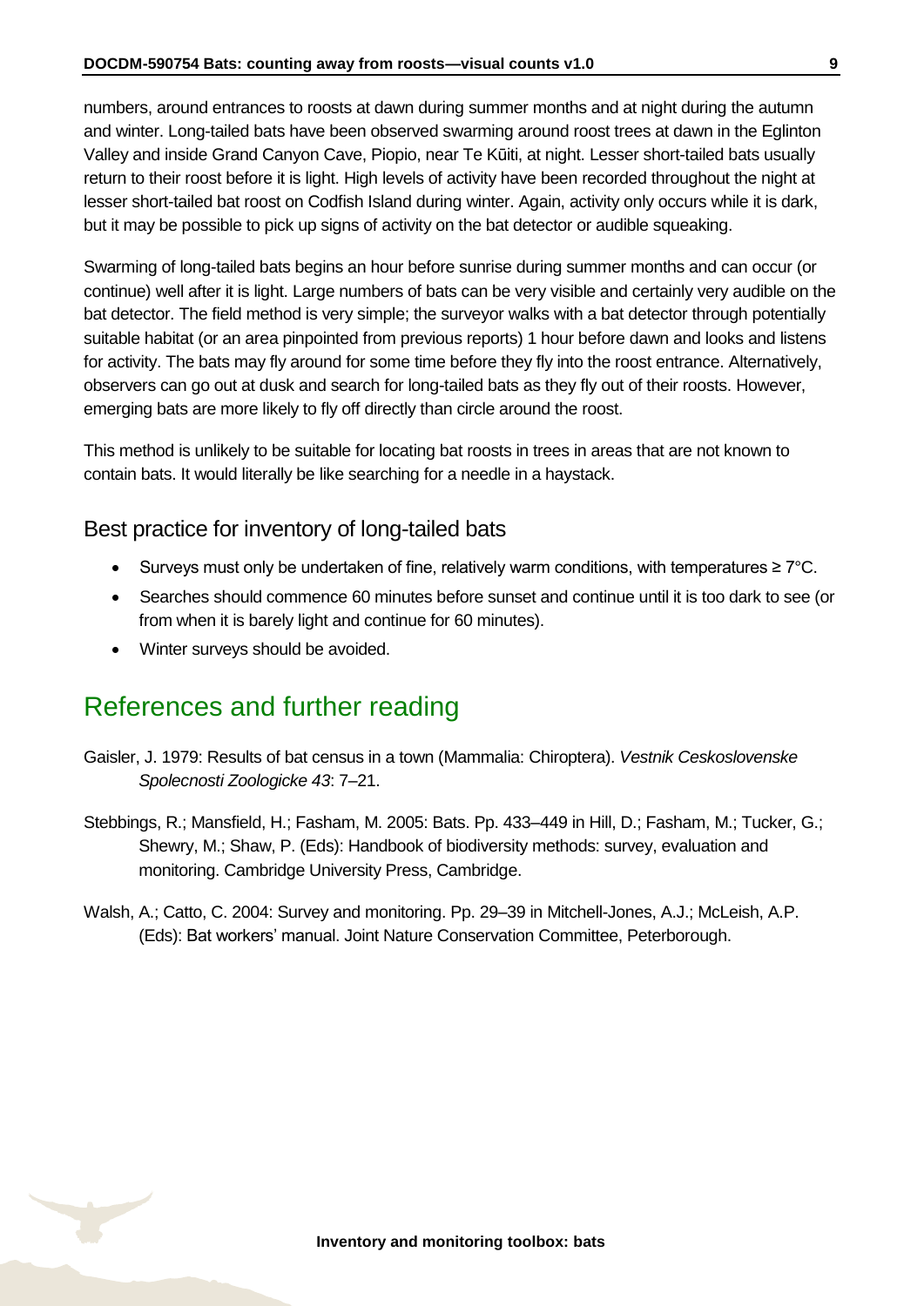numbers, around entrances to roosts at dawn during summer months and at night during the autumn and winter. Long-tailed bats have been observed swarming around roost trees at dawn in the Eglinton Valley and inside Grand Canyon Cave, Piopio, near Te Kūiti, at night. Lesser short-tailed bats usually return to their roost before it is light. High levels of activity have been recorded throughout the night at lesser short-tailed bat roost on Codfish Island during winter. Again, activity only occurs while it is dark, but it may be possible to pick up signs of activity on the bat detector or audible squeaking.

Swarming of long-tailed bats begins an hour before sunrise during summer months and can occur (or continue) well after it is light. Large numbers of bats can be very visible and certainly very audible on the bat detector. The field method is very simple; the surveyor walks with a bat detector through potentially suitable habitat (or an area pinpointed from previous reports) 1 hour before dawn and looks and listens for activity. The bats may fly around for some time before they fly into the roost entrance. Alternatively, observers can go out at dusk and search for long-tailed bats as they fly out of their roosts. However, emerging bats are more likely to fly off directly than circle around the roost.

This method is unlikely to be suitable for locating bat roosts in trees in areas that are not known to contain bats. It would literally be like searching for a needle in a haystack.

### Best practice for inventory of long-tailed bats

- Surveys must only be undertaken of fine, relatively warm conditions, with temperatures ≥ 7°C.
- Searches should commence 60 minutes before sunset and continue until it is too dark to see (or from when it is barely light and continue for 60 minutes).
- Winter surveys should be avoided.

## References and further reading

Gaisler, J. 1979: Results of bat census in a town (Mammalia: Chiroptera). *Vestnik Ceskoslovenske Spolecnosti Zoologicke 43*: 7–21.

Stebbings, R.; Mansfield, H.; Fasham, M. 2005: Bats. Pp. 433–449 in Hill, D.; Fasham, M.; Tucker, G.; Shewry, M.; Shaw, P. (Eds): Handbook of biodiversity methods: survey, evaluation and monitoring. Cambridge University Press, Cambridge.

Walsh, A.; Catto, C. 2004: Survey and monitoring. Pp. 29–39 in Mitchell-Jones, A.J.; McLeish, A.P. (Eds): Bat workers' manual. Joint Nature Conservation Committee, Peterborough.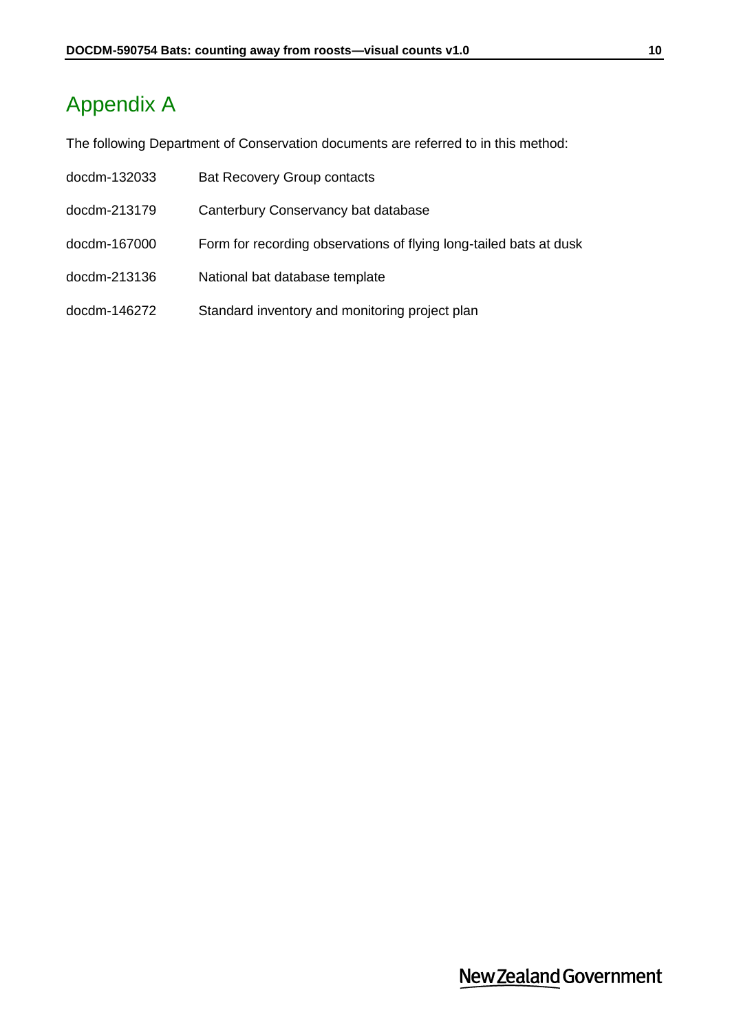# Appendix A

The following Department of Conservation documents are referred to in this method:

| | |
|---|---|
| docdm-132033 | Bat Recovery Group contacts |
| docdm-213179 | Canterbury Conservancy bat database |
| docdm-167000 | Form for recording observations of flying long-tailed bats at dusk |
| docdm-213136 | National bat database template |
| docdm-146272 | Standard inventory and monitoring project plan |